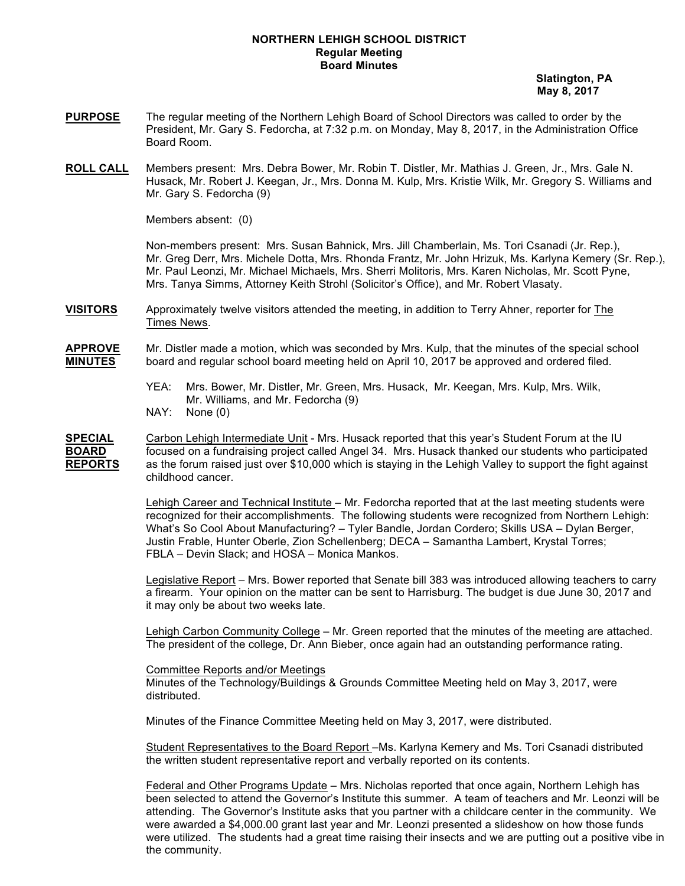**NORTHERN LEHIGH SCHOOL DISTRICT**
**Regular Meeting**
**Board Minutes**

**Slatington, PA**
**May 8, 2017**

**PURPOSE** The regular meeting of the Northern Lehigh Board of School Directors was called to order by the President, Mr. Gary S. Fedorcha, at 7:32 p.m. on Monday, May 8, 2017, in the Administration Office Board Room.

**ROLL CALL** Members present: Mrs. Debra Bower, Mr. Robin T. Distler, Mr. Mathias J. Green, Jr., Mrs. Gale N. Husack, Mr. Robert J. Keegan, Jr., Mrs. Donna M. Kulp, Mrs. Kristie Wilk, Mr. Gregory S. Williams and Mr. Gary S. Fedorcha (9)

Members absent: (0)

Non-members present: Mrs. Susan Bahnick, Mrs. Jill Chamberlain, Ms. Tori Csanadi (Jr. Rep.), Mr. Greg Derr, Mrs. Michele Dotta, Mrs. Rhonda Frantz, Mr. John Hrizuk, Ms. Karlyna Kemery (Sr. Rep.), Mr. Paul Leonzi, Mr. Michael Michaels, Mrs. Sherri Molitoris, Mrs. Karen Nicholas, Mr. Scott Pyne, Mrs. Tanya Simms, Attorney Keith Strohl (Solicitor's Office), and Mr. Robert Vlasaty.

**VISITORS** Approximately twelve visitors attended the meeting, in addition to Terry Ahner, reporter for The Times News.

**APPROVE MINUTES** Mr. Distler made a motion, which was seconded by Mrs. Kulp, that the minutes of the special school board and regular school board meeting held on April 10, 2017 be approved and ordered filed.

YEA: Mrs. Bower, Mr. Distler, Mr. Green, Mrs. Husack, Mr. Keegan, Mrs. Kulp, Mrs. Wilk, Mr. Williams, and Mr. Fedorcha (9)
NAY: None (0)

**SPECIAL BOARD REPORTS** Carbon Lehigh Intermediate Unit - Mrs. Husack reported that this year's Student Forum at the IU focused on a fundraising project called Angel 34. Mrs. Husack thanked our students who participated as the forum raised just over $10,000 which is staying in the Lehigh Valley to support the fight against childhood cancer.

Lehigh Career and Technical Institute – Mr. Fedorcha reported that at the last meeting students were recognized for their accomplishments. The following students were recognized from Northern Lehigh: What's So Cool About Manufacturing? – Tyler Bandle, Jordan Cordero; Skills USA – Dylan Berger, Justin Frable, Hunter Oberle, Zion Schellenberg; DECA – Samantha Lambert, Krystal Torres; FBLA – Devin Slack; and HOSA – Monica Mankos.

Legislative Report – Mrs. Bower reported that Senate bill 383 was introduced allowing teachers to carry a firearm. Your opinion on the matter can be sent to Harrisburg. The budget is due June 30, 2017 and it may only be about two weeks late.

Lehigh Carbon Community College – Mr. Green reported that the minutes of the meeting are attached. The president of the college, Dr. Ann Bieber, once again had an outstanding performance rating.

Committee Reports and/or Meetings
Minutes of the Technology/Buildings & Grounds Committee Meeting held on May 3, 2017, were distributed.

Minutes of the Finance Committee Meeting held on May 3, 2017, were distributed.

Student Representatives to the Board Report –Ms. Karlyna Kemery and Ms. Tori Csanadi distributed the written student representative report and verbally reported on its contents.

Federal and Other Programs Update – Mrs. Nicholas reported that once again, Northern Lehigh has been selected to attend the Governor's Institute this summer. A team of teachers and Mr. Leonzi will be attending. The Governor's Institute asks that you partner with a childcare center in the community. We were awarded a $4,000.00 grant last year and Mr. Leonzi presented a slideshow on how those funds were utilized. The students had a great time raising their insects and we are putting out a positive vibe in the community.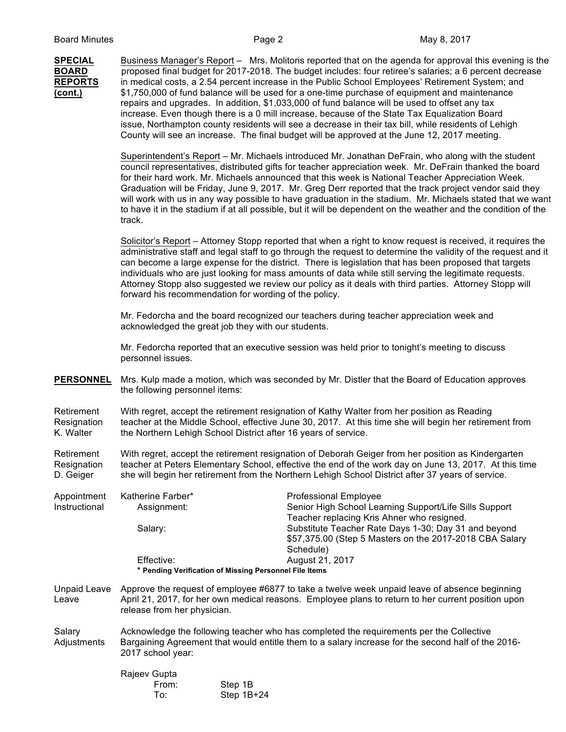**SPECIAL BOARD REPORTS (cont.)**

Business Manager's Report – Mrs. Molitoris reported that on the agenda for approval this evening is the proposed final budget for 2017-2018. The budget includes: four retiree's salaries; a 6 percent decrease in medical costs, a 2.54 percent increase in the Public School Employees' Retirement System; and $1,750,000 of fund balance will be used for a one-time purchase of equipment and maintenance repairs and upgrades. In addition, $1,033,000 of fund balance will be used to offset any tax increase. Even though there is a 0 mill increase, because of the State Tax Equalization Board issue, Northampton county residents will see a decrease in their tax bill, while residents of Lehigh County will see an increase. The final budget will be approved at the June 12, 2017 meeting.

Superintendent's Report – Mr. Michaels introduced Mr. Jonathan DeFrain, who along with the student council representatives, distributed gifts for teacher appreciation week. Mr. DeFrain thanked the board for their hard work. Mr. Michaels announced that this week is National Teacher Appreciation Week. Graduation will be Friday, June 9, 2017. Mr. Greg Derr reported that the track project vendor said they will work with us in any way possible to have graduation in the stadium. Mr. Michaels stated that we want to have it in the stadium if at all possible, but it will be dependent on the weather and the condition of the track.

Solicitor's Report – Attorney Stopp reported that when a right to know request is received, it requires the administrative staff and legal staff to go through the request to determine the validity of the request and it can become a large expense for the district. There is legislation that has been proposed that targets individuals who are just looking for mass amounts of data while still serving the legitimate requests. Attorney Stopp also suggested we review our policy as it deals with third parties. Attorney Stopp will forward his recommendation for wording of the policy.

Mr. Fedorcha and the board recognized our teachers during teacher appreciation week and acknowledged the great job they with our students.

Mr. Fedorcha reported that an executive session was held prior to tonight's meeting to discuss personnel issues.

**PERSONNEL**

Mrs. Kulp made a motion, which was seconded by Mr. Distler that the Board of Education approves the following personnel items:

Retirement Resignation K. Walter

With regret, accept the retirement resignation of Kathy Walter from her position as Reading teacher at the Middle School, effective June 30, 2017. At this time she will begin her retirement from the Northern Lehigh School District after 16 years of service.

Retirement Resignation D. Geiger

With regret, accept the retirement resignation of Deborah Geiger from her position as Kindergarten teacher at Peters Elementary School, effective the end of the work day on June 13, 2017. At this time she will begin her retirement from the Northern Lehigh School District after 37 years of service.

Appointment Instructional

Katherine Farber* — Professional Employee

Assignment: Senior High School Learning Support/Life Sills Support Teacher replacing Kris Ahner who resigned.

Salary: Substitute Teacher Rate Days 1-30; Day 31 and beyond $57,375.00 (Step 5 Masters on the 2017-2018 CBA Salary Schedule)

Effective: August 21, 2017

**\* Pending Verification of Missing Personnel File Items**

Unpaid Leave Leave

Approve the request of employee #6877 to take a twelve week unpaid leave of absence beginning April 21, 2017, for her own medical reasons. Employee plans to return to her current position upon release from her physician.

Salary Adjustments

Acknowledge the following teacher who has completed the requirements per the Collective Bargaining Agreement that would entitle them to a salary increase for the second half of the 2016-2017 school year:

Rajeev Gupta
From: Step 1B
To: Step 1B+24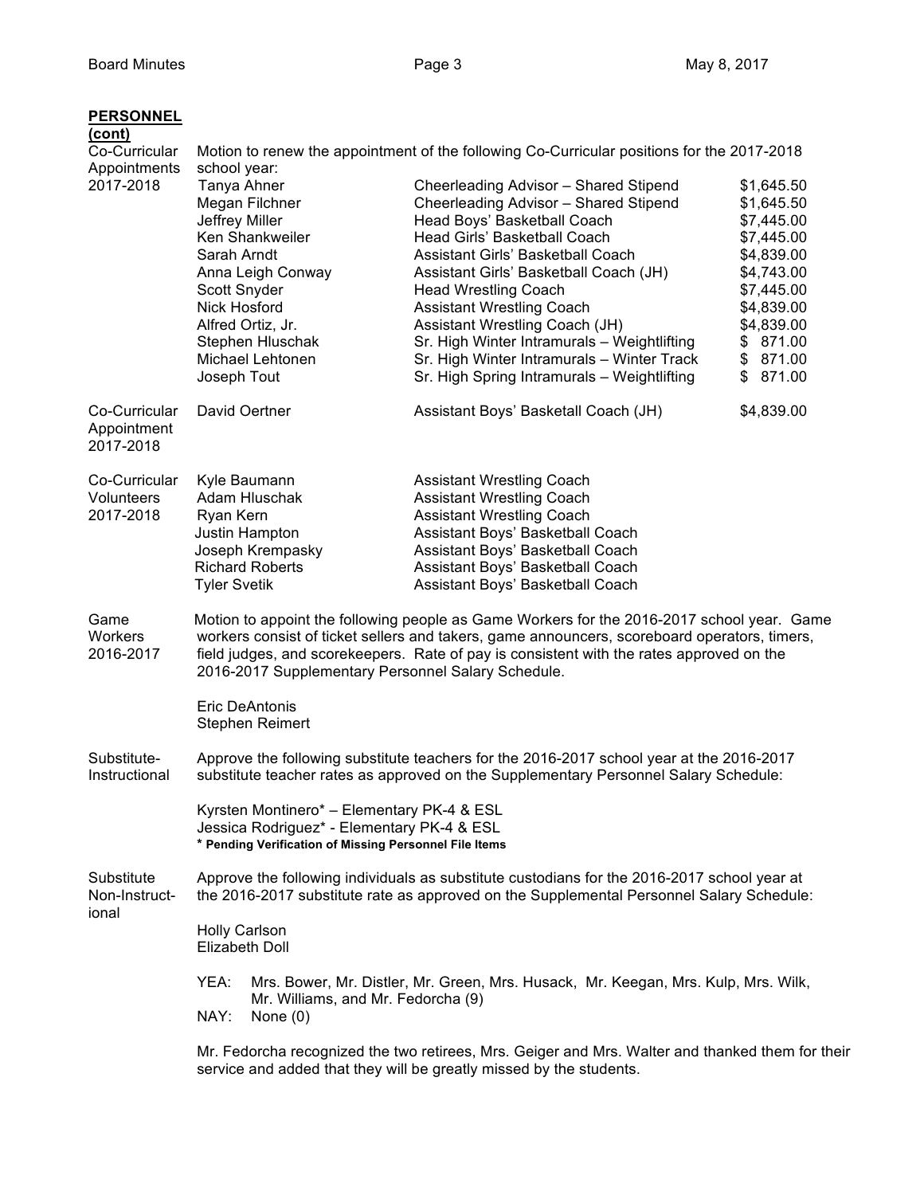**PERSONNEL (cont)**

**Co-Curricular Appointments 2017-2018**

Motion to renew the appointment of the following Co-Curricular positions for the 2017-2018 school year:

| Name | Position | Stipend |
|---|---|---|
| Tanya Ahner | Cheerleading Advisor – Shared Stipend | $1,645.50 |
| Megan Filchner | Cheerleading Advisor – Shared Stipend | $1,645.50 |
| Jeffrey Miller | Head Boys' Basketball Coach | $7,445.00 |
| Ken Shankweiler | Head Girls' Basketball Coach | $7,445.00 |
| Sarah Arndt | Assistant Girls' Basketball Coach | $4,839.00 |
| Anna Leigh Conway | Assistant Girls' Basketball Coach (JH) | $4,743.00 |
| Scott Snyder | Head Wrestling Coach | $7,445.00 |
| Nick Hosford | Assistant Wrestling Coach | $4,839.00 |
| Alfred Ortiz, Jr. | Assistant Wrestling Coach (JH) | $4,839.00 |
| Stephen Hluschak | Sr. High Winter Intramurals – Weightlifting | $ 871.00 |
| Michael Lehtonen | Sr. High Winter Intramurals – Winter Track | $ 871.00 |
| Joseph Tout | Sr. High Spring Intramurals – Weightlifting | $ 871.00 |

**Co-Curricular Appointment 2017-2018**

| Name | Position | Stipend |
|---|---|---|
| David Oertner | Assistant Boys' Basketall Coach (JH) | $4,839.00 |

**Co-Curricular Volunteers 2017-2018**

| Name | Position |
|---|---|
| Kyle Baumann | Assistant Wrestling Coach |
| Adam Hluschak | Assistant Wrestling Coach |
| Ryan Kern | Assistant Wrestling Coach |
| Justin Hampton | Assistant Boys' Basketball Coach |
| Joseph Krempasky | Assistant Boys' Basketball Coach |
| Richard Roberts | Assistant Boys' Basketball Coach |
| Tyler Svetik | Assistant Boys' Basketball Coach |

**Game Workers 2016-2017**

Motion to appoint the following people as Game Workers for the 2016-2017 school year. Game workers consist of ticket sellers and takers, game announcers, scoreboard operators, timers, field judges, and scorekeepers. Rate of pay is consistent with the rates approved on the 2016-2017 Supplementary Personnel Salary Schedule.

Eric DeAntonis
Stephen Reimert

**Substitute-Instructional**

Approve the following substitute teachers for the 2016-2017 school year at the 2016-2017 substitute teacher rates as approved on the Supplementary Personnel Salary Schedule:

Kyrsten Montinero* – Elementary PK-4 & ESL
Jessica Rodriguez* - Elementary PK-4 & ESL
**\* Pending Verification of Missing Personnel File Items**

**Substitute Non-Instructional**

Approve the following individuals as substitute custodians for the 2016-2017 school year at the 2016-2017 substitute rate as approved on the Supplemental Personnel Salary Schedule:

Holly Carlson
Elizabeth Doll

YEA: Mrs. Bower, Mr. Distler, Mr. Green, Mrs. Husack, Mr. Keegan, Mrs. Kulp, Mrs. Wilk, Mr. Williams, and Mr. Fedorcha (9)
NAY: None (0)

Mr. Fedorcha recognized the two retirees, Mrs. Geiger and Mrs. Walter and thanked them for their service and added that they will be greatly missed by the students.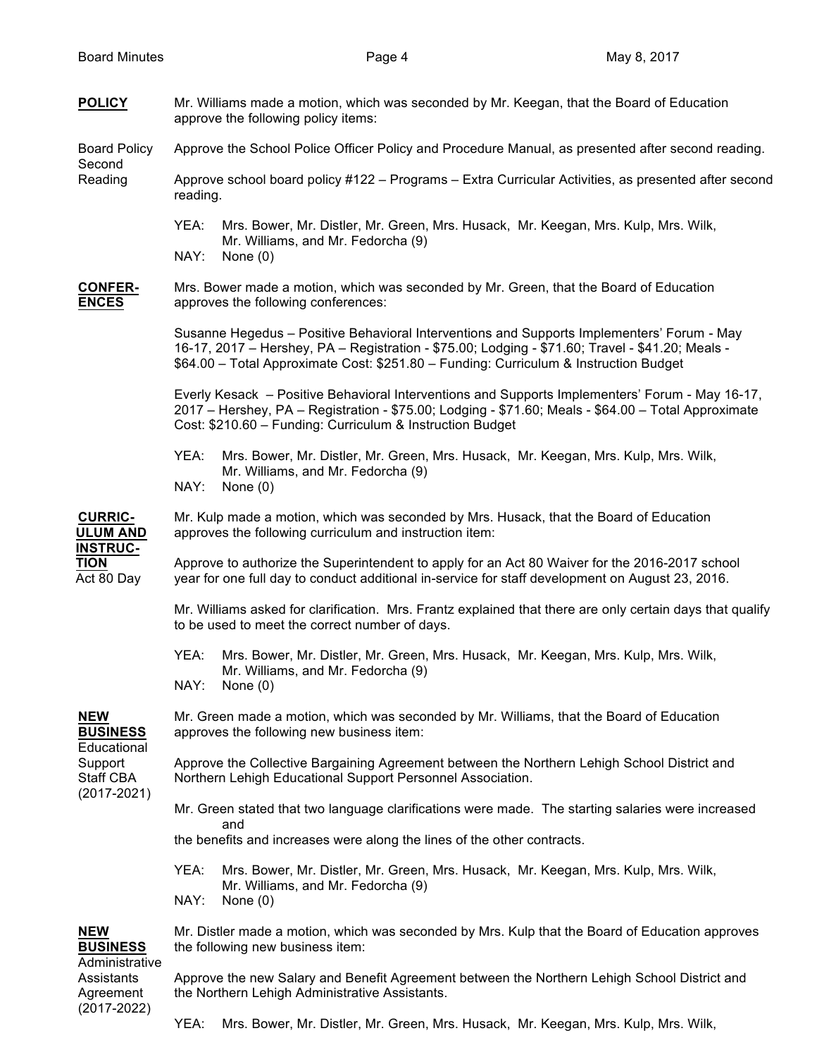**POLICY**

Mr. Williams made a motion, which was seconded by Mr. Keegan, that the Board of Education approve the following policy items:

Board Policy Second Reading

Approve the School Police Officer Policy and Procedure Manual, as presented after second reading.

Approve school board policy #122 – Programs – Extra Curricular Activities, as presented after second reading.

YEA: Mrs. Bower, Mr. Distler, Mr. Green, Mrs. Husack, Mr. Keegan, Mrs. Kulp, Mrs. Wilk, Mr. Williams, and Mr. Fedorcha (9)
NAY: None (0)

**CONFERENCES**

Mrs. Bower made a motion, which was seconded by Mr. Green, that the Board of Education approves the following conferences:

Susanne Hegedus – Positive Behavioral Interventions and Supports Implementers' Forum - May 16-17, 2017 – Hershey, PA – Registration - $75.00; Lodging - $71.60; Travel - $41.20; Meals - $64.00 – Total Approximate Cost: $251.80 – Funding: Curriculum & Instruction Budget

Everly Kesack – Positive Behavioral Interventions and Supports Implementers' Forum - May 16-17, 2017 – Hershey, PA – Registration - $75.00; Lodging - $71.60; Meals - $64.00 – Total Approximate Cost: $210.60 – Funding: Curriculum & Instruction Budget

YEA: Mrs. Bower, Mr. Distler, Mr. Green, Mrs. Husack, Mr. Keegan, Mrs. Kulp, Mrs. Wilk, Mr. Williams, and Mr. Fedorcha (9)
NAY: None (0)

**CURRICULUM AND INSTRUCTION**

Act 80 Day

Mr. Kulp made a motion, which was seconded by Mrs. Husack, that the Board of Education approves the following curriculum and instruction item:

Approve to authorize the Superintendent to apply for an Act 80 Waiver for the 2016-2017 school year for one full day to conduct additional in-service for staff development on August 23, 2016.

Mr. Williams asked for clarification. Mrs. Frantz explained that there are only certain days that qualify to be used to meet the correct number of days.

YEA: Mrs. Bower, Mr. Distler, Mr. Green, Mrs. Husack, Mr. Keegan, Mrs. Kulp, Mrs. Wilk, Mr. Williams, and Mr. Fedorcha (9)
NAY: None (0)

**NEW BUSINESS**

Educational Support Staff CBA (2017-2021)

Mr. Green made a motion, which was seconded by Mr. Williams, that the Board of Education approves the following new business item:

Approve the Collective Bargaining Agreement between the Northern Lehigh School District and Northern Lehigh Educational Support Personnel Association.

Mr. Green stated that two language clarifications were made. The starting salaries were increased and the benefits and increases were along the lines of the other contracts.

YEA: Mrs. Bower, Mr. Distler, Mr. Green, Mrs. Husack, Mr. Keegan, Mrs. Kulp, Mrs. Wilk, Mr. Williams, and Mr. Fedorcha (9)
NAY: None (0)

**NEW BUSINESS**

Administrative Assistants Agreement (2017-2022)

Mr. Distler made a motion, which was seconded by Mrs. Kulp that the Board of Education approves the following new business item:

Approve the new Salary and Benefit Agreement between the Northern Lehigh School District and the Northern Lehigh Administrative Assistants.

YEA: Mrs. Bower, Mr. Distler, Mr. Green, Mrs. Husack, Mr. Keegan, Mrs. Kulp, Mrs. Wilk,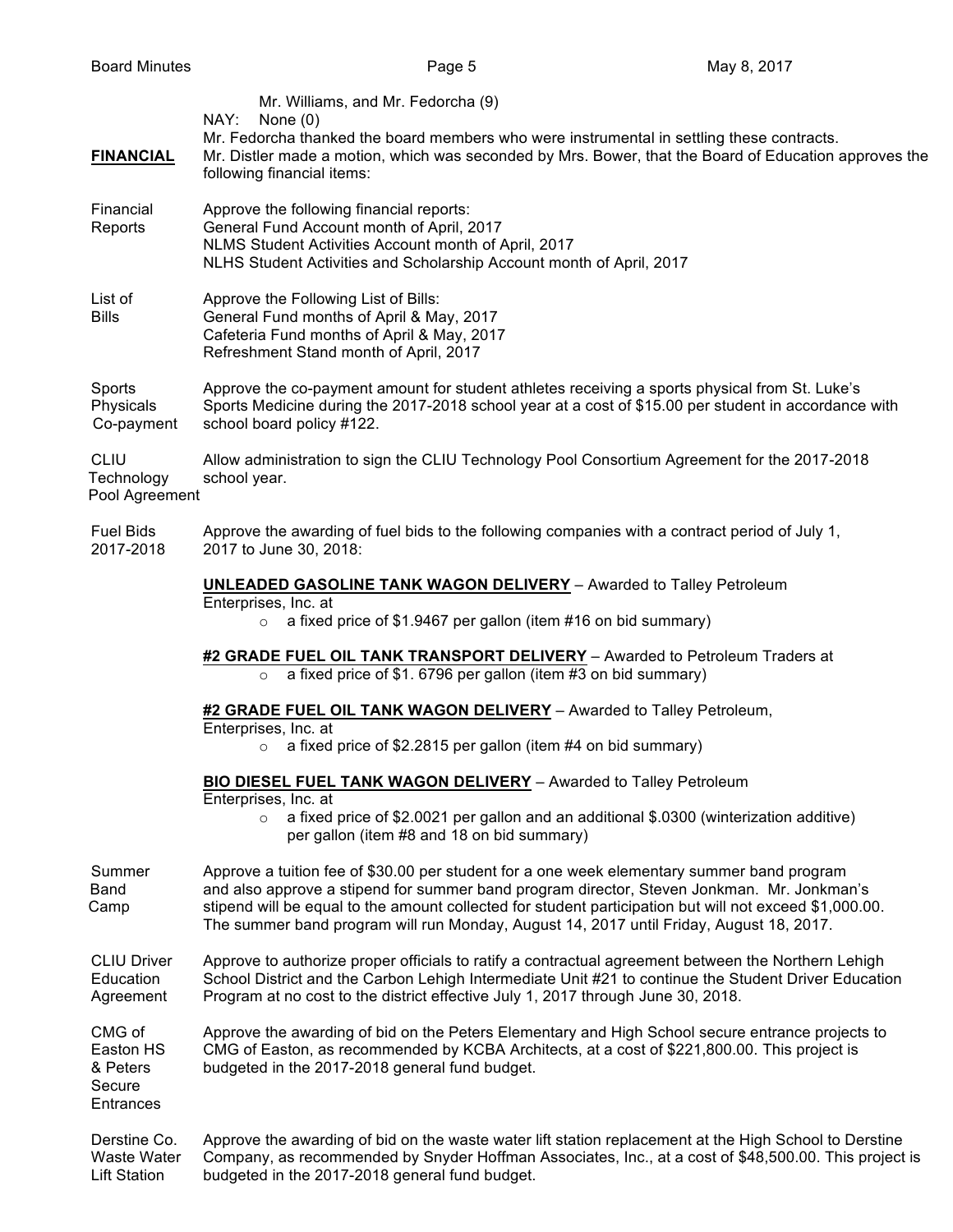Mr. Williams, and Mr. Fedorcha (9)
NAY: None (0)
Mr. Fedorcha thanked the board members who were instrumental in settling these contracts.

**FINANCIAL** Mr. Distler made a motion, which was seconded by Mrs. Bower, that the Board of Education approves the following financial items:

Financial Reports — Approve the following financial reports:
General Fund Account month of April, 2017
NLMS Student Activities Account month of April, 2017
NLHS Student Activities and Scholarship Account month of April, 2017

List of Bills — Approve the Following List of Bills:
General Fund months of April & May, 2017
Cafeteria Fund months of April & May, 2017
Refreshment Stand month of April, 2017

Sports Physicals Co-payment — Approve the co-payment amount for student athletes receiving a sports physical from St. Luke's Sports Medicine during the 2017-2018 school year at a cost of $15.00 per student in accordance with school board policy #122.

CLIU Technology Pool Agreement — Allow administration to sign the CLIU Technology Pool Consortium Agreement for the 2017-2018 school year.

Fuel Bids 2017-2018 — Approve the awarding of fuel bids to the following companies with a contract period of July 1, 2017 to June 30, 2018:

**UNLEADED GASOLINE TANK WAGON DELIVERY** – Awarded to Talley Petroleum Enterprises, Inc. at
- a fixed price of $1.9467 per gallon (item #16 on bid summary)

**#2 GRADE FUEL OIL TANK TRANSPORT DELIVERY** – Awarded to Petroleum Traders at
- a fixed price of $1. 6796 per gallon (item #3 on bid summary)

**#2 GRADE FUEL OIL TANK WAGON DELIVERY** – Awarded to Talley Petroleum, Enterprises, Inc. at
- a fixed price of $2.2815 per gallon (item #4 on bid summary)

**BIO DIESEL FUEL TANK WAGON DELIVERY** – Awarded to Talley Petroleum Enterprises, Inc. at
- a fixed price of $2.0021 per gallon and an additional $.0300 (winterization additive) per gallon (item #8 and 18 on bid summary)

Summer Band Camp — Approve a tuition fee of $30.00 per student for a one week elementary summer band program and also approve a stipend for summer band program director, Steven Jonkman. Mr. Jonkman's stipend will be equal to the amount collected for student participation but will not exceed $1,000.00. The summer band program will run Monday, August 14, 2017 until Friday, August 18, 2017.

CLIU Driver Education Agreement — Approve to authorize proper officials to ratify a contractual agreement between the Northern Lehigh School District and the Carbon Lehigh Intermediate Unit #21 to continue the Student Driver Education Program at no cost to the district effective July 1, 2017 through June 30, 2018.

CMG of Easton HS & Peters Secure Entrances — Approve the awarding of bid on the Peters Elementary and High School secure entrance projects to CMG of Easton, as recommended by KCBA Architects, at a cost of $221,800.00. This project is budgeted in the 2017-2018 general fund budget.

Derstine Co. Waste Water Lift Station — Approve the awarding of bid on the waste water lift station replacement at the High School to Derstine Company, as recommended by Snyder Hoffman Associates, Inc., at a cost of $48,500.00. This project is budgeted in the 2017-2018 general fund budget.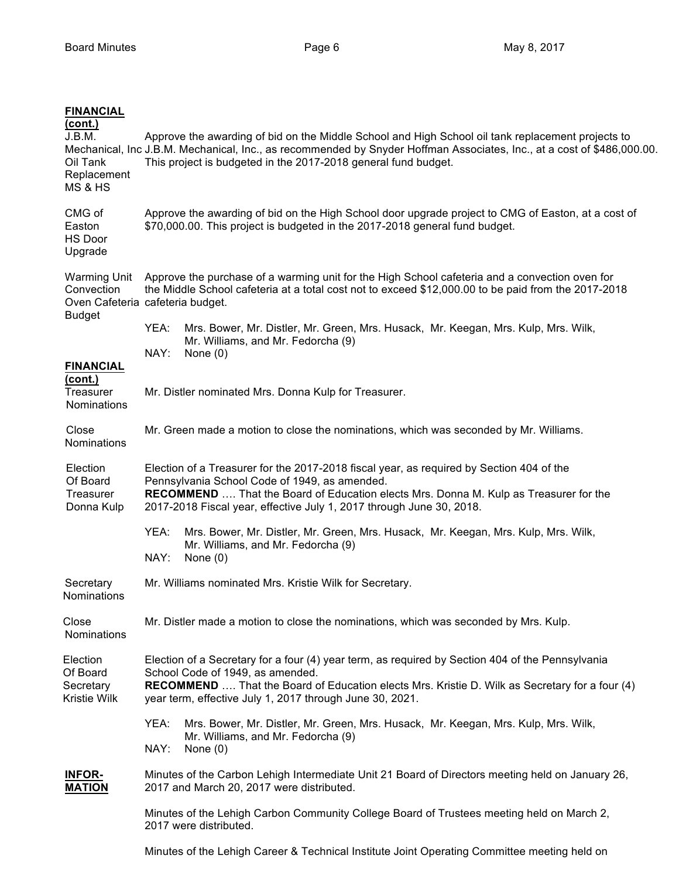**FINANCIAL (cont.)**

J.B.M. Mechanical, Inc Oil Tank Replacement MS & HS
Approve the awarding of bid on the Middle School and High School oil tank replacement projects to J.B.M. Mechanical, Inc., as recommended by Snyder Hoffman Associates, Inc., at a cost of $486,000.00. This project is budgeted in the 2017-2018 general fund budget.

CMG of Easton HS Door Upgrade
Approve the awarding of bid on the High School door upgrade project to CMG of Easton, at a cost of $70,000.00. This project is budgeted in the 2017-2018 general fund budget.

Warming Unit Convection Oven Cafeteria Budget
Approve the purchase of a warming unit for the High School cafeteria and a convection oven for the Middle School cafeteria at a total cost not to exceed $12,000.00 to be paid from the 2017-2018 cafeteria budget.

YEA: Mrs. Bower, Mr. Distler, Mr. Green, Mrs. Husack, Mr. Keegan, Mrs. Kulp, Mrs. Wilk, Mr. Williams, and Mr. Fedorcha (9)
NAY: None (0)

**FINANCIAL (cont.)**

Treasurer Nominations
Mr. Distler nominated Mrs. Donna Kulp for Treasurer.

Close Nominations
Mr. Green made a motion to close the nominations, which was seconded by Mr. Williams.

Election Of Board Treasurer Donna Kulp
Election of a Treasurer for the 2017-2018 fiscal year, as required by Section 404 of the Pennsylvania School Code of 1949, as amended.
**RECOMMEND** …. That the Board of Education elects Mrs. Donna M. Kulp as Treasurer for the 2017-2018 Fiscal year, effective July 1, 2017 through June 30, 2018.

YEA: Mrs. Bower, Mr. Distler, Mr. Green, Mrs. Husack, Mr. Keegan, Mrs. Kulp, Mrs. Wilk, Mr. Williams, and Mr. Fedorcha (9)
NAY: None (0)

Secretary Nominations
Mr. Williams nominated Mrs. Kristie Wilk for Secretary.

Close Nominations
Mr. Distler made a motion to close the nominations, which was seconded by Mrs. Kulp.

Election Of Board Secretary Kristie Wilk
Election of a Secretary for a four (4) year term, as required by Section 404 of the Pennsylvania School Code of 1949, as amended.
**RECOMMEND** …. That the Board of Education elects Mrs. Kristie D. Wilk as Secretary for a four (4) year term, effective July 1, 2017 through June 30, 2021.

YEA: Mrs. Bower, Mr. Distler, Mr. Green, Mrs. Husack, Mr. Keegan, Mrs. Kulp, Mrs. Wilk, Mr. Williams, and Mr. Fedorcha (9)
NAY: None (0)

**INFORMATION**

Minutes of the Carbon Lehigh Intermediate Unit 21 Board of Directors meeting held on January 26, 2017 and March 20, 2017 were distributed.

Minutes of the Lehigh Carbon Community College Board of Trustees meeting held on March 2, 2017 were distributed.

Minutes of the Lehigh Career & Technical Institute Joint Operating Committee meeting held on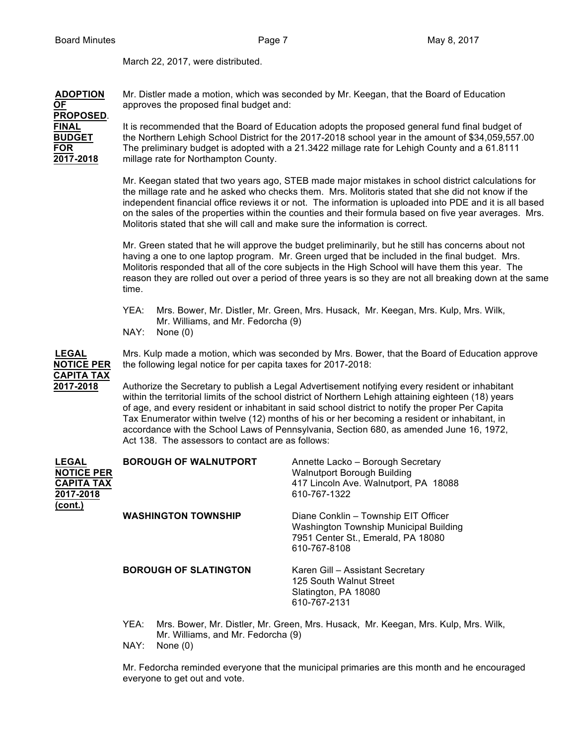March 22, 2017, were distributed.

**ADOPTION OF PROPOSED. FINAL BUDGET FOR 2017-2018**

Mr. Distler made a motion, which was seconded by Mr. Keegan, that the Board of Education approves the proposed final budget and:

It is recommended that the Board of Education adopts the proposed general fund final budget of the Northern Lehigh School District for the 2017-2018 school year in the amount of $34,059,557.00 The preliminary budget is adopted with a 21.3422 millage rate for Lehigh County and a 61.8111 millage rate for Northampton County.

Mr. Keegan stated that two years ago, STEB made major mistakes in school district calculations for the millage rate and he asked who checks them. Mrs. Molitoris stated that she did not know if the independent financial office reviews it or not. The information is uploaded into PDE and it is all based on the sales of the properties within the counties and their formula based on five year averages. Mrs. Molitoris stated that she will call and make sure the information is correct.

Mr. Green stated that he will approve the budget preliminarily, but he still has concerns about not having a one to one laptop program. Mr. Green urged that be included in the final budget. Mrs. Molitoris responded that all of the core subjects in the High School will have them this year. The reason they are rolled out over a period of three years is so they are not all breaking down at the same time.

YEA: Mrs. Bower, Mr. Distler, Mr. Green, Mrs. Husack, Mr. Keegan, Mrs. Kulp, Mrs. Wilk, Mr. Williams, and Mr. Fedorcha (9)
NAY: None (0)

**LEGAL NOTICE PER CAPITA TAX 2017-2018**

Mrs. Kulp made a motion, which was seconded by Mrs. Bower, that the Board of Education approve the following legal notice for per capita taxes for 2017-2018:

Authorize the Secretary to publish a Legal Advertisement notifying every resident or inhabitant within the territorial limits of the school district of Northern Lehigh attaining eighteen (18) years of age, and every resident or inhabitant in said school district to notify the proper Per Capita Tax Enumerator within twelve (12) months of his or her becoming a resident or inhabitant, in accordance with the School Laws of Pennsylvania, Section 680, as amended June 16, 1972, Act 138. The assessors to contact are as follows:

**LEGAL NOTICE PER CAPITA TAX 2017-2018 (cont.)**

**BOROUGH OF WALNUTPORT**
Annette Lacko – Borough Secretary
Walnutport Borough Building
417 Lincoln Ave. Walnutport, PA 18088
610-767-1322

**WASHINGTON TOWNSHIP**
Diane Conklin – Township EIT Officer
Washington Township Municipal Building
7951 Center St., Emerald, PA 18080
610-767-8108

**BOROUGH OF SLATINGTON**
Karen Gill – Assistant Secretary
125 South Walnut Street
Slatington, PA 18080
610-767-2131

YEA: Mrs. Bower, Mr. Distler, Mr. Green, Mrs. Husack, Mr. Keegan, Mrs. Kulp, Mrs. Wilk, Mr. Williams, and Mr. Fedorcha (9)
NAY: None (0)

Mr. Fedorcha reminded everyone that the municipal primaries are this month and he encouraged everyone to get out and vote.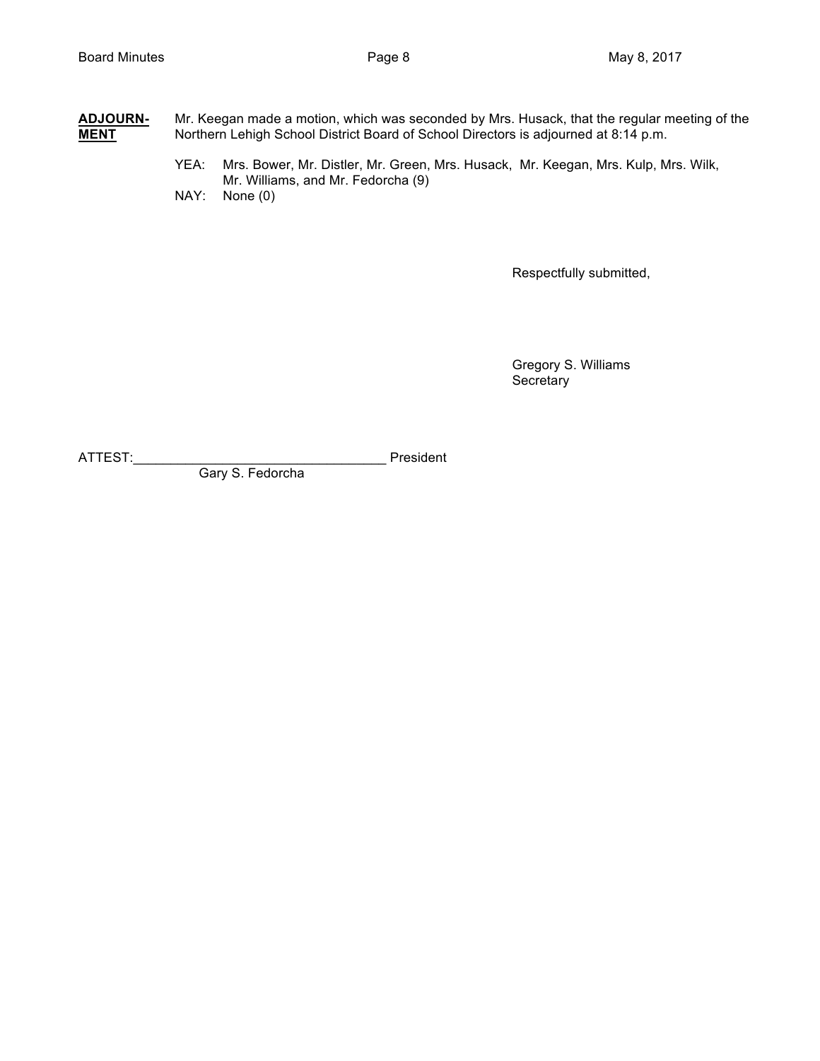**ADJOURNMENT**

Mr. Keegan made a motion, which was seconded by Mrs. Husack, that the regular meeting of the Northern Lehigh School District Board of School Directors is adjourned at 8:14 p.m.

YEA: Mrs. Bower, Mr. Distler, Mr. Green, Mrs. Husack, Mr. Keegan, Mrs. Kulp, Mrs. Wilk, Mr. Williams, and Mr. Fedorcha (9)
NAY: None (0)

Respectfully submitted,

Gregory S. Williams
Secretary

ATTEST:_________________________________ President
Gary S. Fedorcha